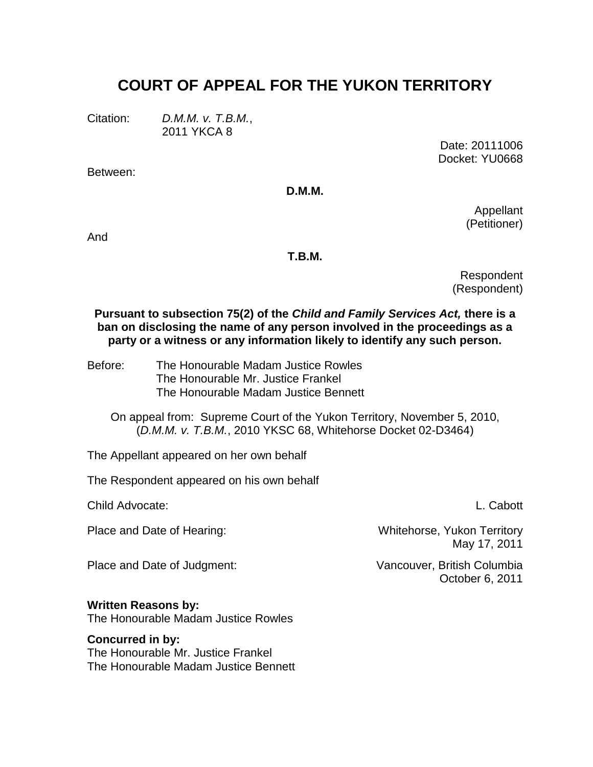# COURT OF APPEAL FOR THE YUKON TERRITORY

Citation: *D.M.M. v. T.B.M.*, 2011 YKCA 8

Date: 20111006
Docket: YU0668

Between:

**D.M.M.**

Appellant
(Petitioner)

And

**T.B.M.**

Respondent
(Respondent)

**Pursuant to subsection 75(2) of the *Child and Family Services Act,* there is a ban on disclosing the name of any person involved in the proceedings as a party or a witness or any information likely to identify any such person.**

Before: The Honourable Madam Justice Rowles
The Honourable Mr. Justice Frankel
The Honourable Madam Justice Bennett

On appeal from: Supreme Court of the Yukon Territory, November 5, 2010, (*D.M.M. v. T.B.M.*, 2010 YKSC 68, Whitehorse Docket 02-D3464)

The Appellant appeared on her own behalf

The Respondent appeared on his own behalf

Child Advocate: L. Cabott

Place and Date of Hearing: Whitehorse, Yukon Territory
May 17, 2011

Place and Date of Judgment: Vancouver, British Columbia
October 6, 2011

**Written Reasons by:**
The Honourable Madam Justice Rowles

**Concurred in by:**
The Honourable Mr. Justice Frankel
The Honourable Madam Justice Bennett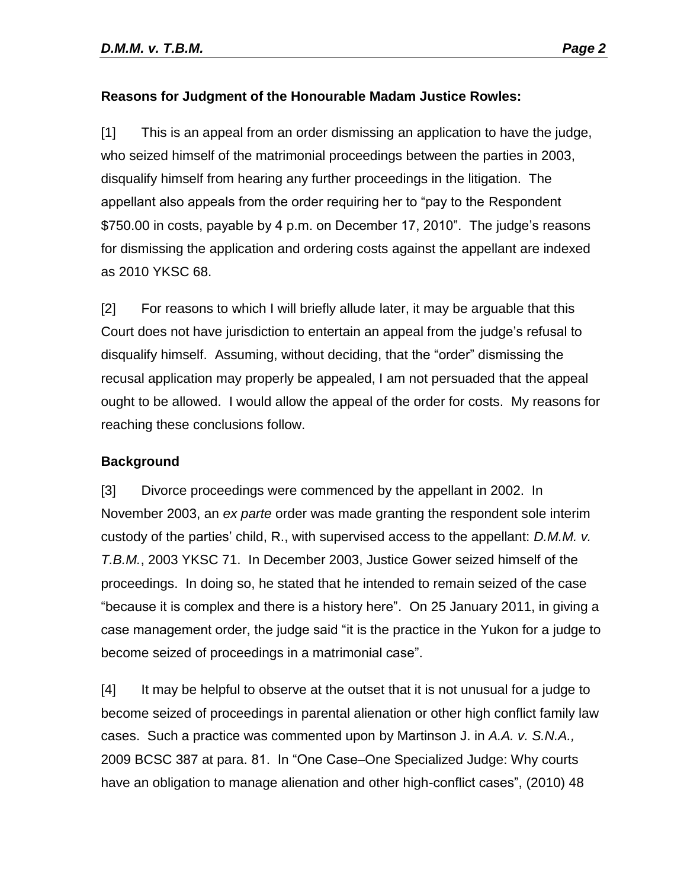**Reasons for Judgment of the Honourable Madam Justice Rowles:**

[1] This is an appeal from an order dismissing an application to have the judge, who seized himself of the matrimonial proceedings between the parties in 2003, disqualify himself from hearing any further proceedings in the litigation. The appellant also appeals from the order requiring her to "pay to the Respondent $750.00 in costs, payable by 4 p.m. on December 17, 2010". The judge's reasons for dismissing the application and ordering costs against the appellant are indexed as 2010 YKSC 68.

[2] For reasons to which I will briefly allude later, it may be arguable that this Court does not have jurisdiction to entertain an appeal from the judge's refusal to disqualify himself. Assuming, without deciding, that the "order" dismissing the recusal application may properly be appealed, I am not persuaded that the appeal ought to be allowed. I would allow the appeal of the order for costs. My reasons for reaching these conclusions follow.

**Background**

[3] Divorce proceedings were commenced by the appellant in 2002. In November 2003, an *ex parte* order was made granting the respondent sole interim custody of the parties' child, R., with supervised access to the appellant: *D.M.M. v. T.B.M.*, 2003 YKSC 71. In December 2003, Justice Gower seized himself of the proceedings. In doing so, he stated that he intended to remain seized of the case "because it is complex and there is a history here". On 25 January 2011, in giving a case management order, the judge said "it is the practice in the Yukon for a judge to become seized of proceedings in a matrimonial case".

[4] It may be helpful to observe at the outset that it is not unusual for a judge to become seized of proceedings in parental alienation or other high conflict family law cases. Such a practice was commented upon by Martinson J. in *A.A. v. S.N.A.,* 2009 BCSC 387 at para. 81. In "One Case–One Specialized Judge: Why courts have an obligation to manage alienation and other high-conflict cases", (2010) 48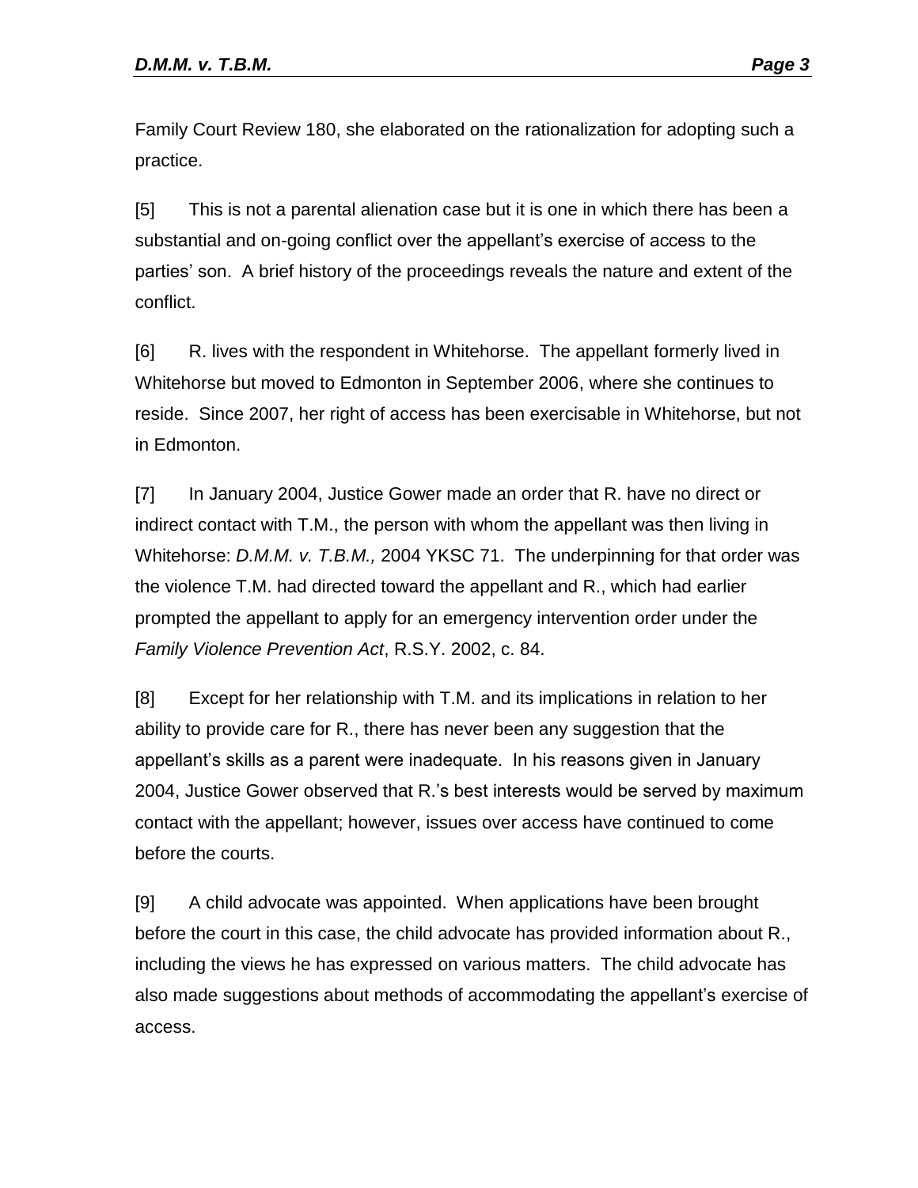Family Court Review 180, she elaborated on the rationalization for adopting such a practice.

[5] This is not a parental alienation case but it is one in which there has been a substantial and on-going conflict over the appellant's exercise of access to the parties' son. A brief history of the proceedings reveals the nature and extent of the conflict.

[6] R. lives with the respondent in Whitehorse. The appellant formerly lived in Whitehorse but moved to Edmonton in September 2006, where she continues to reside. Since 2007, her right of access has been exercisable in Whitehorse, but not in Edmonton.

[7] In January 2004, Justice Gower made an order that R. have no direct or indirect contact with T.M., the person with whom the appellant was then living in Whitehorse: *D.M.M. v. T.B.M.,* 2004 YKSC 71. The underpinning for that order was the violence T.M. had directed toward the appellant and R., which had earlier prompted the appellant to apply for an emergency intervention order under the *Family Violence Prevention Act*, R.S.Y. 2002, c. 84.

[8] Except for her relationship with T.M. and its implications in relation to her ability to provide care for R., there has never been any suggestion that the appellant's skills as a parent were inadequate. In his reasons given in January 2004, Justice Gower observed that R.'s best interests would be served by maximum contact with the appellant; however, issues over access have continued to come before the courts.

[9] A child advocate was appointed. When applications have been brought before the court in this case, the child advocate has provided information about R., including the views he has expressed on various matters. The child advocate has also made suggestions about methods of accommodating the appellant's exercise of access.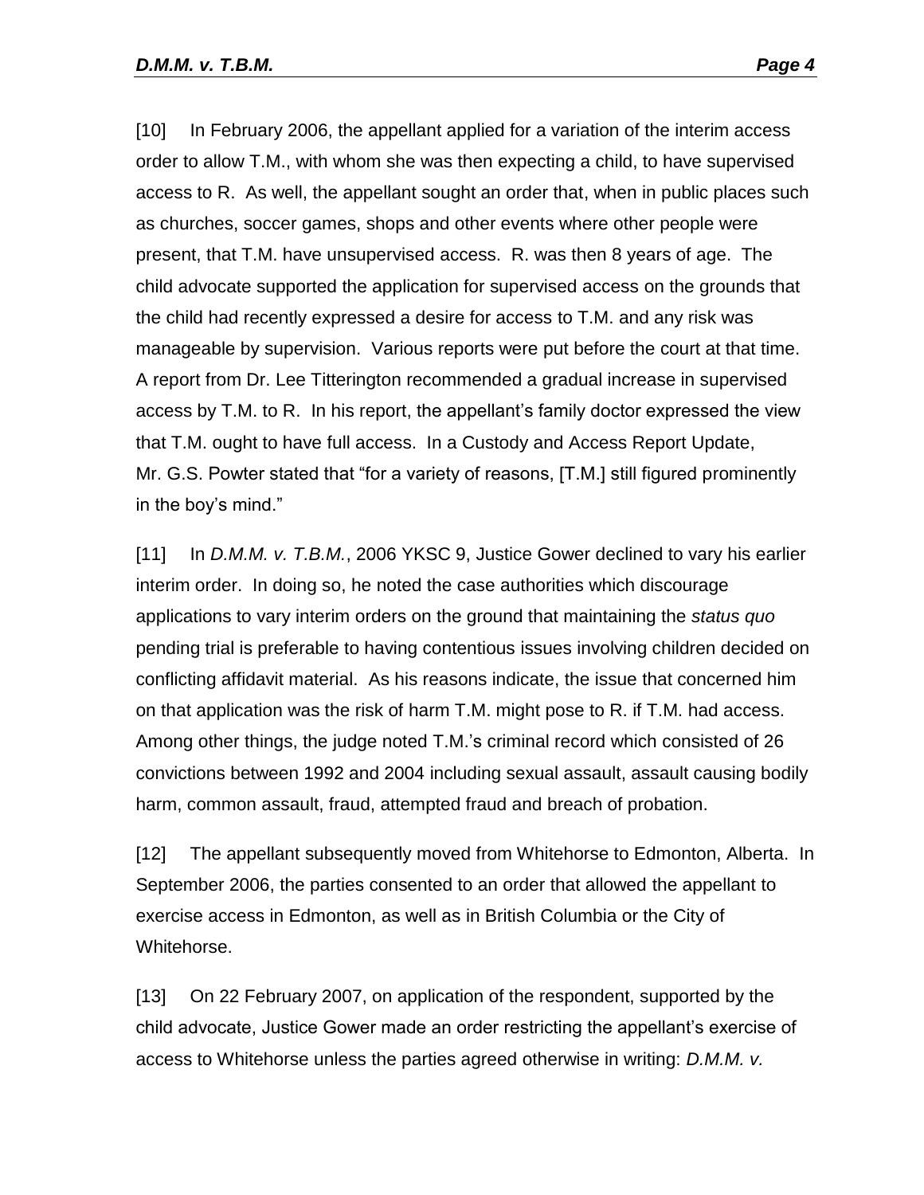[10] In February 2006, the appellant applied for a variation of the interim access order to allow T.M., with whom she was then expecting a child, to have supervised access to R. As well, the appellant sought an order that, when in public places such as churches, soccer games, shops and other events where other people were present, that T.M. have unsupervised access. R. was then 8 years of age. The child advocate supported the application for supervised access on the grounds that the child had recently expressed a desire for access to T.M. and any risk was manageable by supervision. Various reports were put before the court at that time. A report from Dr. Lee Titterington recommended a gradual increase in supervised access by T.M. to R. In his report, the appellant's family doctor expressed the view that T.M. ought to have full access. In a Custody and Access Report Update, Mr. G.S. Powter stated that "for a variety of reasons, [T.M.] still figured prominently in the boy's mind."

[11] In *D.M.M. v. T.B.M.*, 2006 YKSC 9, Justice Gower declined to vary his earlier interim order. In doing so, he noted the case authorities which discourage applications to vary interim orders on the ground that maintaining the *status quo* pending trial is preferable to having contentious issues involving children decided on conflicting affidavit material. As his reasons indicate, the issue that concerned him on that application was the risk of harm T.M. might pose to R. if T.M. had access. Among other things, the judge noted T.M.'s criminal record which consisted of 26 convictions between 1992 and 2004 including sexual assault, assault causing bodily harm, common assault, fraud, attempted fraud and breach of probation.

[12] The appellant subsequently moved from Whitehorse to Edmonton, Alberta. In September 2006, the parties consented to an order that allowed the appellant to exercise access in Edmonton, as well as in British Columbia or the City of Whitehorse.

[13] On 22 February 2007, on application of the respondent, supported by the child advocate, Justice Gower made an order restricting the appellant's exercise of access to Whitehorse unless the parties agreed otherwise in writing: *D.M.M. v.*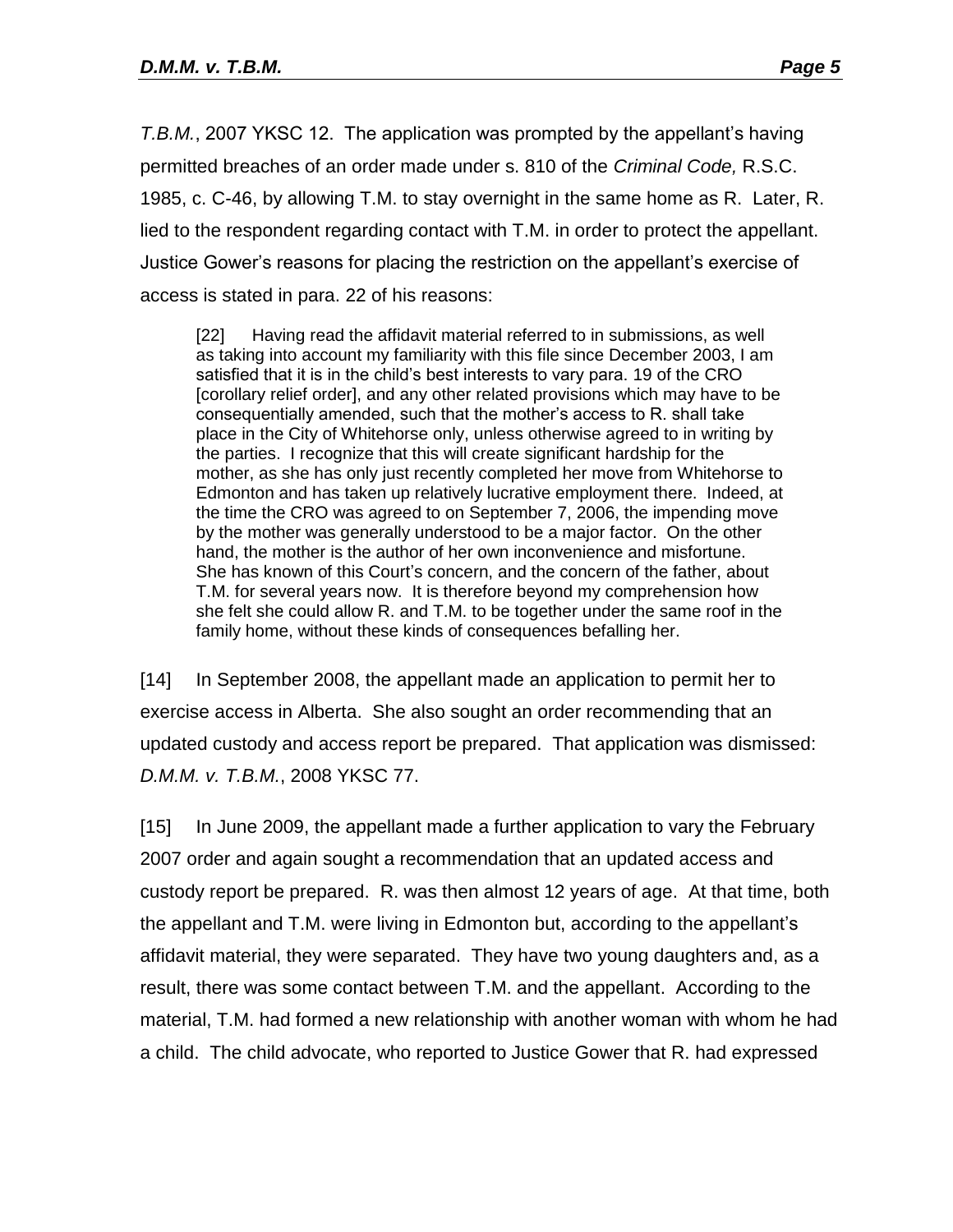*T.B.M.*, 2007 YKSC 12. The application was prompted by the appellant's having permitted breaches of an order made under s. 810 of the *Criminal Code,* R.S.C. 1985, c. C-46, by allowing T.M. to stay overnight in the same home as R. Later, R. lied to the respondent regarding contact with T.M. in order to protect the appellant. Justice Gower's reasons for placing the restriction on the appellant's exercise of access is stated in para. 22 of his reasons:

> [22] Having read the affidavit material referred to in submissions, as well as taking into account my familiarity with this file since December 2003, I am satisfied that it is in the child's best interests to vary para. 19 of the CRO [corollary relief order], and any other related provisions which may have to be consequentially amended, such that the mother's access to R. shall take place in the City of Whitehorse only, unless otherwise agreed to in writing by the parties. I recognize that this will create significant hardship for the mother, as she has only just recently completed her move from Whitehorse to Edmonton and has taken up relatively lucrative employment there. Indeed, at the time the CRO was agreed to on September 7, 2006, the impending move by the mother was generally understood to be a major factor. On the other hand, the mother is the author of her own inconvenience and misfortune. She has known of this Court's concern, and the concern of the father, about T.M. for several years now. It is therefore beyond my comprehension how she felt she could allow R. and T.M. to be together under the same roof in the family home, without these kinds of consequences befalling her.

[14] In September 2008, the appellant made an application to permit her to exercise access in Alberta. She also sought an order recommending that an updated custody and access report be prepared. That application was dismissed: *D.M.M. v. T.B.M.*, 2008 YKSC 77.

[15] In June 2009, the appellant made a further application to vary the February 2007 order and again sought a recommendation that an updated access and custody report be prepared. R. was then almost 12 years of age. At that time, both the appellant and T.M. were living in Edmonton but, according to the appellant's affidavit material, they were separated. They have two young daughters and, as a result, there was some contact between T.M. and the appellant. According to the material, T.M. had formed a new relationship with another woman with whom he had a child. The child advocate, who reported to Justice Gower that R. had expressed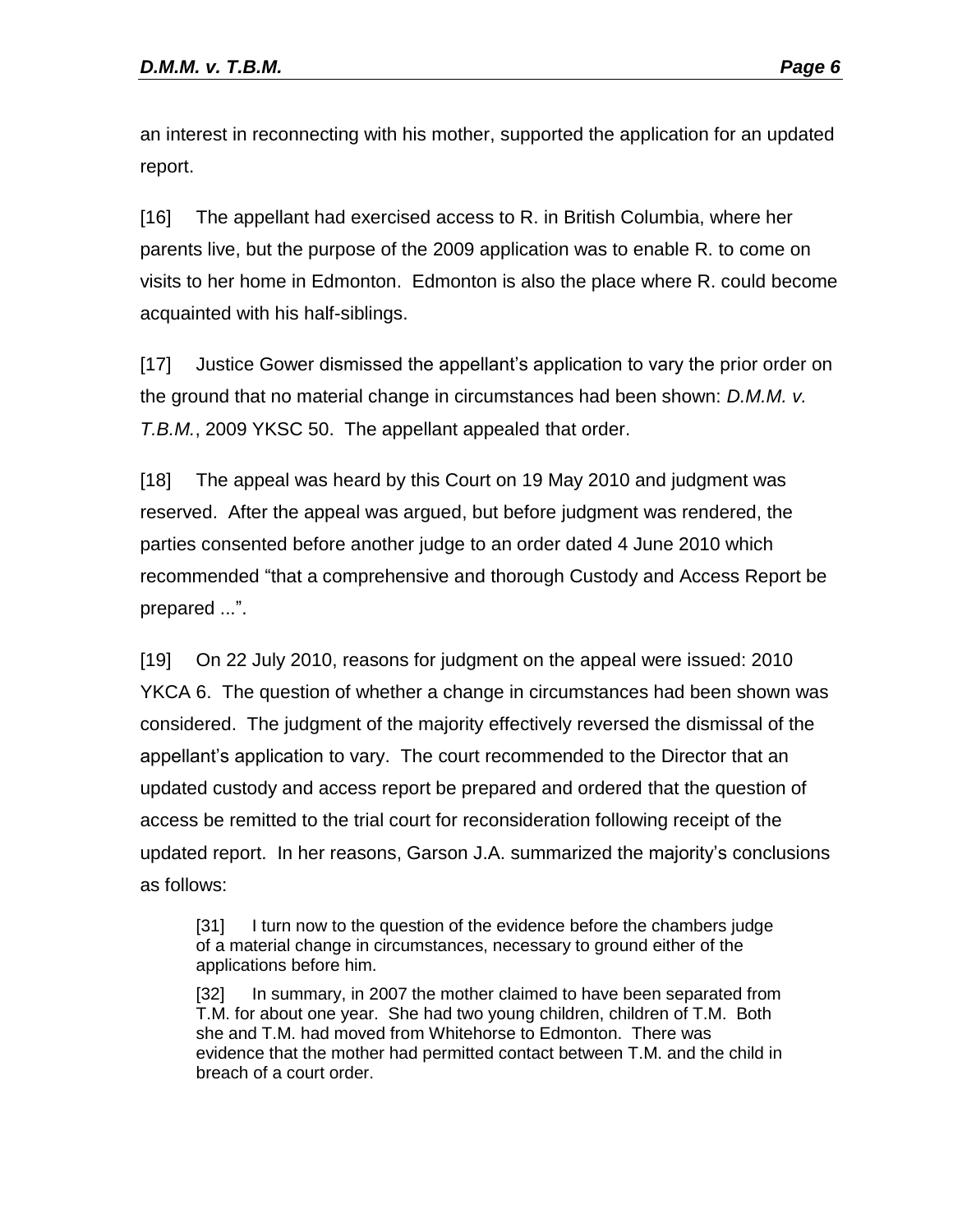an interest in reconnecting with his mother, supported the application for an updated report.

[16] The appellant had exercised access to R. in British Columbia, where her parents live, but the purpose of the 2009 application was to enable R. to come on visits to her home in Edmonton. Edmonton is also the place where R. could become acquainted with his half-siblings.

[17] Justice Gower dismissed the appellant's application to vary the prior order on the ground that no material change in circumstances had been shown: *D.M.M. v. T.B.M.*, 2009 YKSC 50. The appellant appealed that order.

[18] The appeal was heard by this Court on 19 May 2010 and judgment was reserved. After the appeal was argued, but before judgment was rendered, the parties consented before another judge to an order dated 4 June 2010 which recommended "that a comprehensive and thorough Custody and Access Report be prepared ...".

[19] On 22 July 2010, reasons for judgment on the appeal were issued: 2010 YKCA 6. The question of whether a change in circumstances had been shown was considered. The judgment of the majority effectively reversed the dismissal of the appellant's application to vary. The court recommended to the Director that an updated custody and access report be prepared and ordered that the question of access be remitted to the trial court for reconsideration following receipt of the updated report. In her reasons, Garson J.A. summarized the majority's conclusions as follows:

> [31] I turn now to the question of the evidence before the chambers judge of a material change in circumstances, necessary to ground either of the applications before him.
>
> [32] In summary, in 2007 the mother claimed to have been separated from T.M. for about one year. She had two young children, children of T.M. Both she and T.M. had moved from Whitehorse to Edmonton. There was evidence that the mother had permitted contact between T.M. and the child in breach of a court order.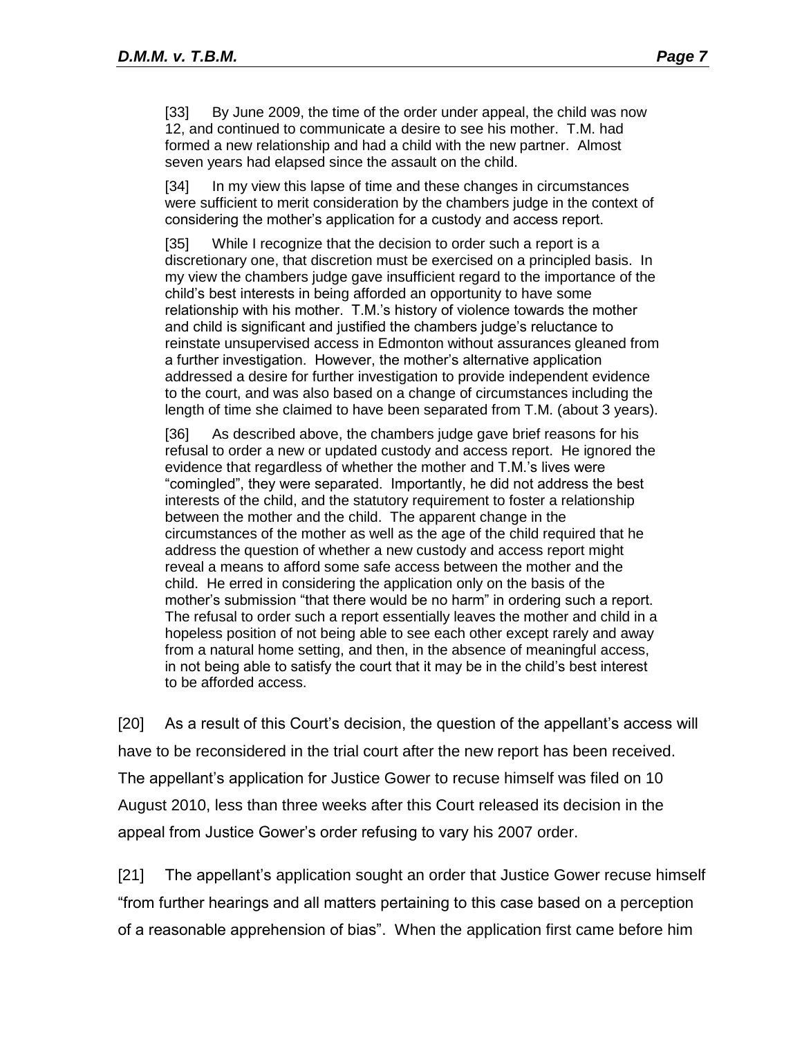> [33] By June 2009, the time of the order under appeal, the child was now 12, and continued to communicate a desire to see his mother. T.M. had formed a new relationship and had a child with the new partner. Almost seven years had elapsed since the assault on the child.
>
> [34] In my view this lapse of time and these changes in circumstances were sufficient to merit consideration by the chambers judge in the context of considering the mother's application for a custody and access report.
>
> [35] While I recognize that the decision to order such a report is a discretionary one, that discretion must be exercised on a principled basis. In my view the chambers judge gave insufficient regard to the importance of the child's best interests in being afforded an opportunity to have some relationship with his mother. T.M.'s history of violence towards the mother and child is significant and justified the chambers judge's reluctance to reinstate unsupervised access in Edmonton without assurances gleaned from a further investigation. However, the mother's alternative application addressed a desire for further investigation to provide independent evidence to the court, and was also based on a change of circumstances including the length of time she claimed to have been separated from T.M. (about 3 years).
>
> [36] As described above, the chambers judge gave brief reasons for his refusal to order a new or updated custody and access report. He ignored the evidence that regardless of whether the mother and T.M.'s lives were "comingled", they were separated. Importantly, he did not address the best interests of the child, and the statutory requirement to foster a relationship between the mother and the child. The apparent change in the circumstances of the mother as well as the age of the child required that he address the question of whether a new custody and access report might reveal a means to afford some safe access between the mother and the child. He erred in considering the application only on the basis of the mother's submission "that there would be no harm" in ordering such a report. The refusal to order such a report essentially leaves the mother and child in a hopeless position of not being able to see each other except rarely and away from a natural home setting, and then, in the absence of meaningful access, in not being able to satisfy the court that it may be in the child's best interest to be afforded access.

[20] As a result of this Court's decision, the question of the appellant's access will have to be reconsidered in the trial court after the new report has been received. The appellant's application for Justice Gower to recuse himself was filed on 10 August 2010, less than three weeks after this Court released its decision in the appeal from Justice Gower's order refusing to vary his 2007 order.

[21] The appellant's application sought an order that Justice Gower recuse himself "from further hearings and all matters pertaining to this case based on a perception of a reasonable apprehension of bias". When the application first came before him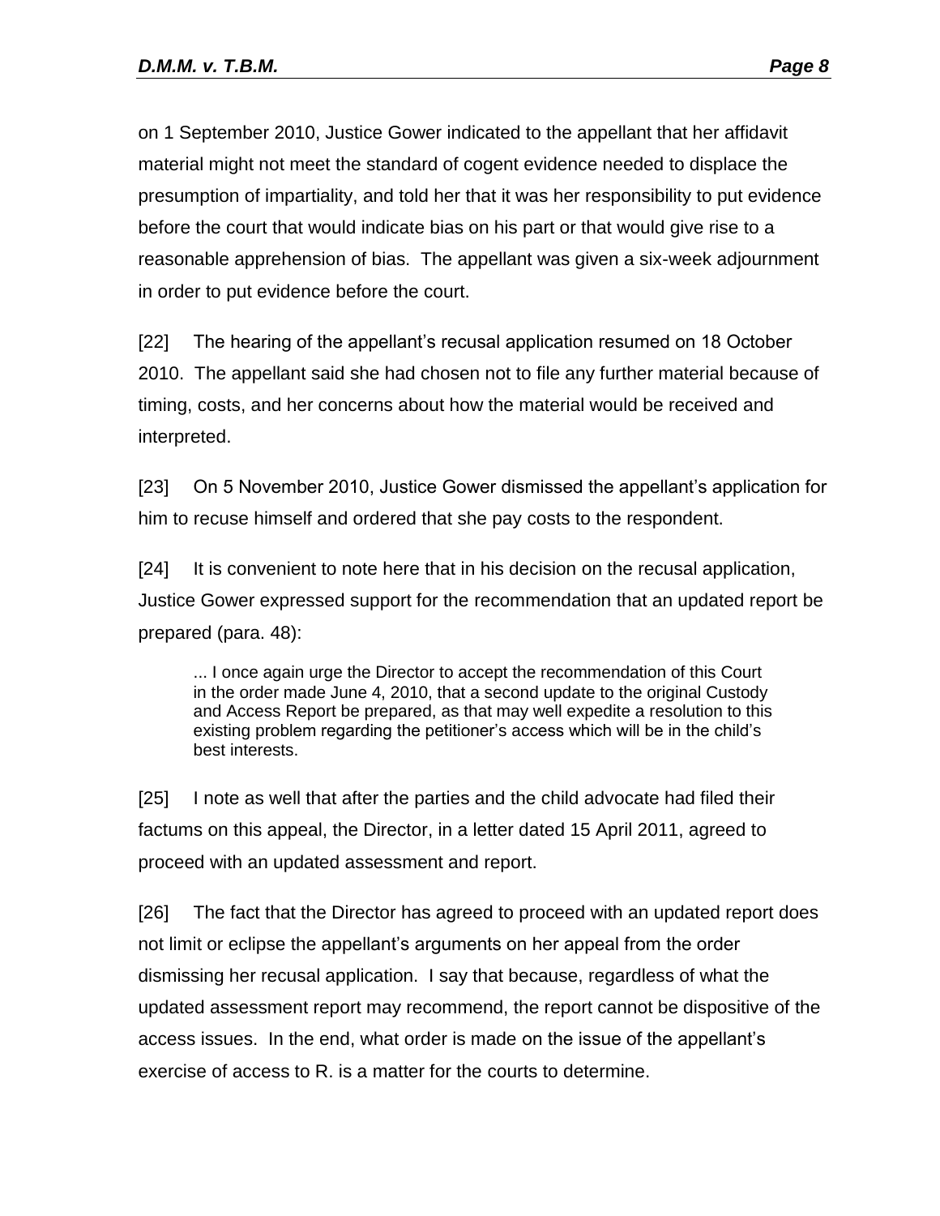on 1 September 2010, Justice Gower indicated to the appellant that her affidavit material might not meet the standard of cogent evidence needed to displace the presumption of impartiality, and told her that it was her responsibility to put evidence before the court that would indicate bias on his part or that would give rise to a reasonable apprehension of bias. The appellant was given a six-week adjournment in order to put evidence before the court.

[22] The hearing of the appellant's recusal application resumed on 18 October 2010. The appellant said she had chosen not to file any further material because of timing, costs, and her concerns about how the material would be received and interpreted.

[23] On 5 November 2010, Justice Gower dismissed the appellant's application for him to recuse himself and ordered that she pay costs to the respondent.

[24] It is convenient to note here that in his decision on the recusal application, Justice Gower expressed support for the recommendation that an updated report be prepared (para. 48):

> ... I once again urge the Director to accept the recommendation of this Court in the order made June 4, 2010, that a second update to the original Custody and Access Report be prepared, as that may well expedite a resolution to this existing problem regarding the petitioner's access which will be in the child's best interests.

[25] I note as well that after the parties and the child advocate had filed their factums on this appeal, the Director, in a letter dated 15 April 2011, agreed to proceed with an updated assessment and report.

[26] The fact that the Director has agreed to proceed with an updated report does not limit or eclipse the appellant's arguments on her appeal from the order dismissing her recusal application. I say that because, regardless of what the updated assessment report may recommend, the report cannot be dispositive of the access issues. In the end, what order is made on the issue of the appellant's exercise of access to R. is a matter for the courts to determine.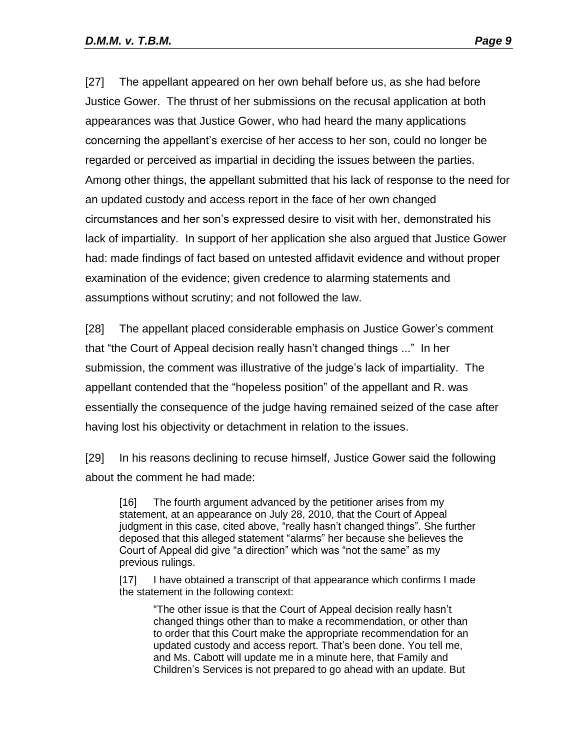[27] The appellant appeared on her own behalf before us, as she had before Justice Gower. The thrust of her submissions on the recusal application at both appearances was that Justice Gower, who had heard the many applications concerning the appellant's exercise of her access to her son, could no longer be regarded or perceived as impartial in deciding the issues between the parties. Among other things, the appellant submitted that his lack of response to the need for an updated custody and access report in the face of her own changed circumstances and her son's expressed desire to visit with her, demonstrated his lack of impartiality. In support of her application she also argued that Justice Gower had: made findings of fact based on untested affidavit evidence and without proper examination of the evidence; given credence to alarming statements and assumptions without scrutiny; and not followed the law.

[28] The appellant placed considerable emphasis on Justice Gower's comment that "the Court of Appeal decision really hasn't changed things ..." In her submission, the comment was illustrative of the judge's lack of impartiality. The appellant contended that the "hopeless position" of the appellant and R. was essentially the consequence of the judge having remained seized of the case after having lost his objectivity or detachment in relation to the issues.

[29] In his reasons declining to recuse himself, Justice Gower said the following about the comment he had made:

> [16] The fourth argument advanced by the petitioner arises from my statement, at an appearance on July 28, 2010, that the Court of Appeal judgment in this case, cited above, "really hasn't changed things". She further deposed that this alleged statement "alarms" her because she believes the Court of Appeal did give "a direction" which was "not the same" as my previous rulings.
>
> [17] I have obtained a transcript of that appearance which confirms I made the statement in the following context:
>
>> "The other issue is that the Court of Appeal decision really hasn't changed things other than to make a recommendation, or other than to order that this Court make the appropriate recommendation for an updated custody and access report. That's been done. You tell me, and Ms. Cabott will update me in a minute here, that Family and Children's Services is not prepared to go ahead with an update. But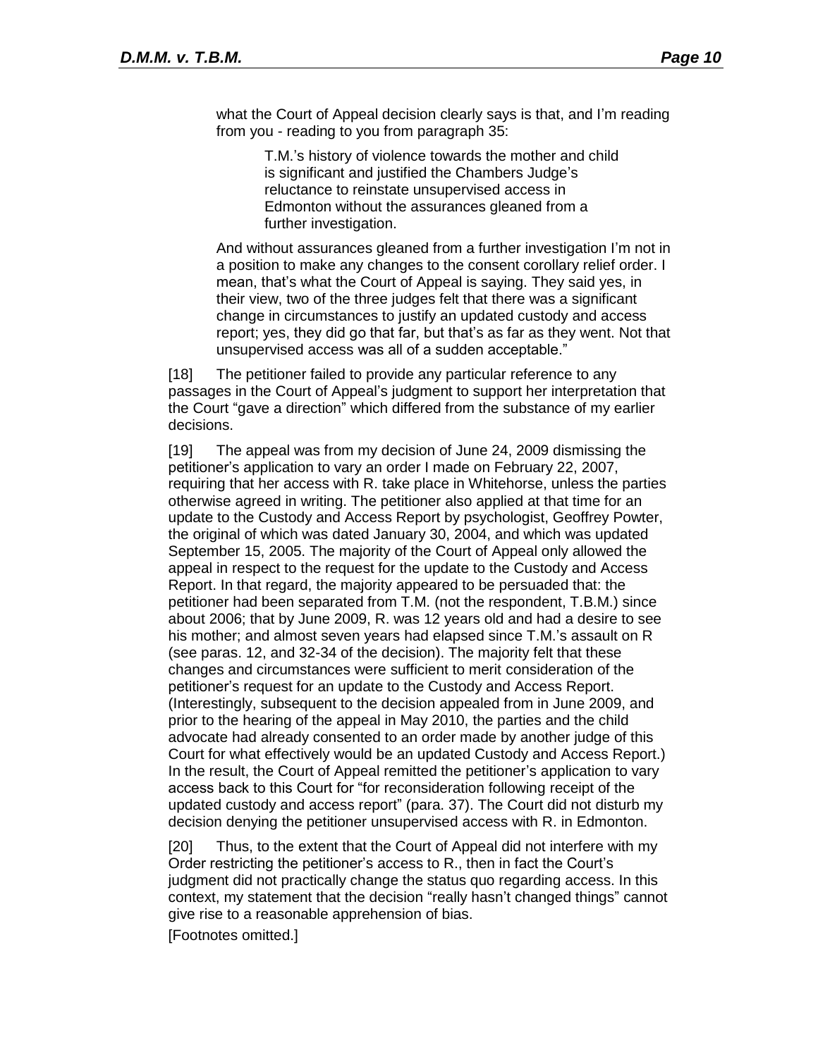> what the Court of Appeal decision clearly says is that, and I'm reading from you - reading to you from paragraph 35:
>
> > T.M.'s history of violence towards the mother and child is significant and justified the Chambers Judge's reluctance to reinstate unsupervised access in Edmonton without the assurances gleaned from a further investigation.
>
> And without assurances gleaned from a further investigation I'm not in a position to make any changes to the consent corollary relief order. I mean, that's what the Court of Appeal is saying. They said yes, in their view, two of the three judges felt that there was a significant change in circumstances to justify an updated custody and access report; yes, they did go that far, but that's as far as they went. Not that unsupervised access was all of a sudden acceptable."

[18] The petitioner failed to provide any particular reference to any passages in the Court of Appeal's judgment to support her interpretation that the Court "gave a direction" which differed from the substance of my earlier decisions.

[19] The appeal was from my decision of June 24, 2009 dismissing the petitioner's application to vary an order I made on February 22, 2007, requiring that her access with R. take place in Whitehorse, unless the parties otherwise agreed in writing. The petitioner also applied at that time for an update to the Custody and Access Report by psychologist, Geoffrey Powter, the original of which was dated January 30, 2004, and which was updated September 15, 2005. The majority of the Court of Appeal only allowed the appeal in respect to the request for the update to the Custody and Access Report. In that regard, the majority appeared to be persuaded that: the petitioner had been separated from T.M. (not the respondent, T.B.M.) since about 2006; that by June 2009, R. was 12 years old and had a desire to see his mother; and almost seven years had elapsed since T.M.'s assault on R (see paras. 12, and 32-34 of the decision). The majority felt that these changes and circumstances were sufficient to merit consideration of the petitioner's request for an update to the Custody and Access Report. (Interestingly, subsequent to the decision appealed from in June 2009, and prior to the hearing of the appeal in May 2010, the parties and the child advocate had already consented to an order made by another judge of this Court for what effectively would be an updated Custody and Access Report.) In the result, the Court of Appeal remitted the petitioner's application to vary access back to this Court for "for reconsideration following receipt of the updated custody and access report" (para. 37). The Court did not disturb my decision denying the petitioner unsupervised access with R. in Edmonton.

[20] Thus, to the extent that the Court of Appeal did not interfere with my Order restricting the petitioner's access to R., then in fact the Court's judgment did not practically change the status quo regarding access. In this context, my statement that the decision "really hasn't changed things" cannot give rise to a reasonable apprehension of bias.

[Footnotes omitted.]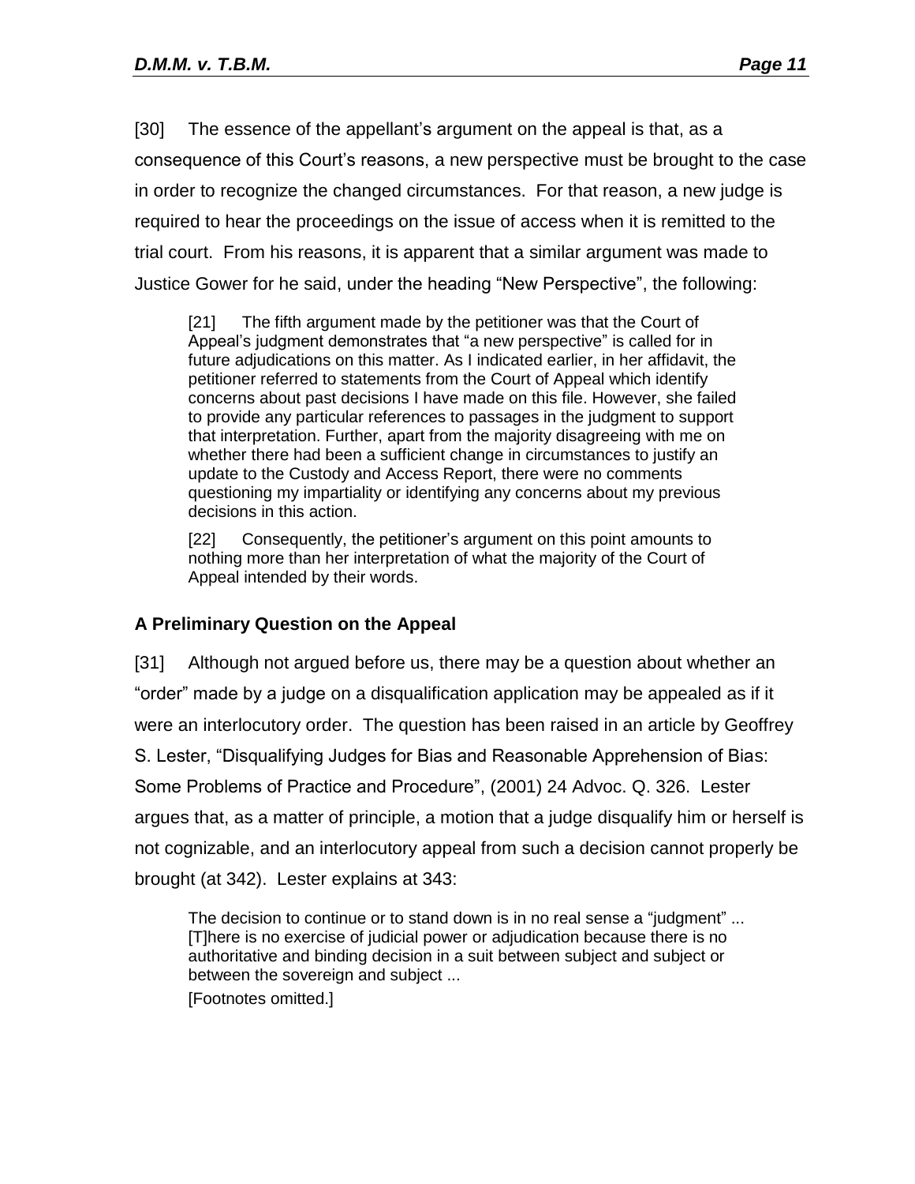[30] The essence of the appellant's argument on the appeal is that, as a consequence of this Court's reasons, a new perspective must be brought to the case in order to recognize the changed circumstances. For that reason, a new judge is required to hear the proceedings on the issue of access when it is remitted to the trial court. From his reasons, it is apparent that a similar argument was made to Justice Gower for he said, under the heading "New Perspective", the following:

> [21] The fifth argument made by the petitioner was that the Court of Appeal's judgment demonstrates that "a new perspective" is called for in future adjudications on this matter. As I indicated earlier, in her affidavit, the petitioner referred to statements from the Court of Appeal which identify concerns about past decisions I have made on this file. However, she failed to provide any particular references to passages in the judgment to support that interpretation. Further, apart from the majority disagreeing with me on whether there had been a sufficient change in circumstances to justify an update to the Custody and Access Report, there were no comments questioning my impartiality or identifying any concerns about my previous decisions in this action.
>
> [22] Consequently, the petitioner's argument on this point amounts to nothing more than her interpretation of what the majority of the Court of Appeal intended by their words.

## A Preliminary Question on the Appeal

[31] Although not argued before us, there may be a question about whether an "order" made by a judge on a disqualification application may be appealed as if it were an interlocutory order. The question has been raised in an article by Geoffrey S. Lester, "Disqualifying Judges for Bias and Reasonable Apprehension of Bias: Some Problems of Practice and Procedure", (2001) 24 Advoc. Q. 326. Lester argues that, as a matter of principle, a motion that a judge disqualify him or herself is not cognizable, and an interlocutory appeal from such a decision cannot properly be brought (at 342). Lester explains at 343:

> The decision to continue or to stand down is in no real sense a "judgment" ... [T]here is no exercise of judicial power or adjudication because there is no authoritative and binding decision in a suit between subject and subject or between the sovereign and subject ...
>
> [Footnotes omitted.]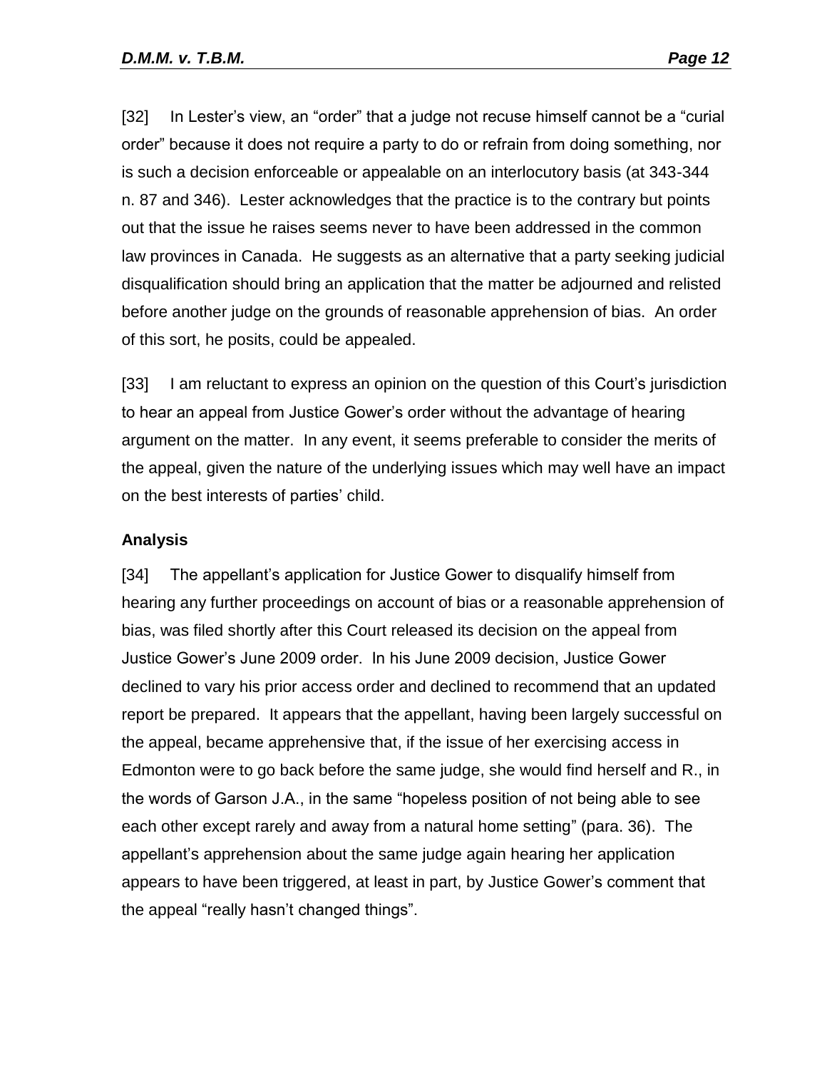[32] In Lester's view, an "order" that a judge not recuse himself cannot be a "curial order" because it does not require a party to do or refrain from doing something, nor is such a decision enforceable or appealable on an interlocutory basis (at 343-344 n. 87 and 346). Lester acknowledges that the practice is to the contrary but points out that the issue he raises seems never to have been addressed in the common law provinces in Canada. He suggests as an alternative that a party seeking judicial disqualification should bring an application that the matter be adjourned and relisted before another judge on the grounds of reasonable apprehension of bias. An order of this sort, he posits, could be appealed.

[33] I am reluctant to express an opinion on the question of this Court's jurisdiction to hear an appeal from Justice Gower's order without the advantage of hearing argument on the matter. In any event, it seems preferable to consider the merits of the appeal, given the nature of the underlying issues which may well have an impact on the best interests of parties' child.

## Analysis

[34] The appellant's application for Justice Gower to disqualify himself from hearing any further proceedings on account of bias or a reasonable apprehension of bias, was filed shortly after this Court released its decision on the appeal from Justice Gower's June 2009 order. In his June 2009 decision, Justice Gower declined to vary his prior access order and declined to recommend that an updated report be prepared. It appears that the appellant, having been largely successful on the appeal, became apprehensive that, if the issue of her exercising access in Edmonton were to go back before the same judge, she would find herself and R., in the words of Garson J.A., in the same "hopeless position of not being able to see each other except rarely and away from a natural home setting" (para. 36). The appellant's apprehension about the same judge again hearing her application appears to have been triggered, at least in part, by Justice Gower's comment that the appeal "really hasn't changed things".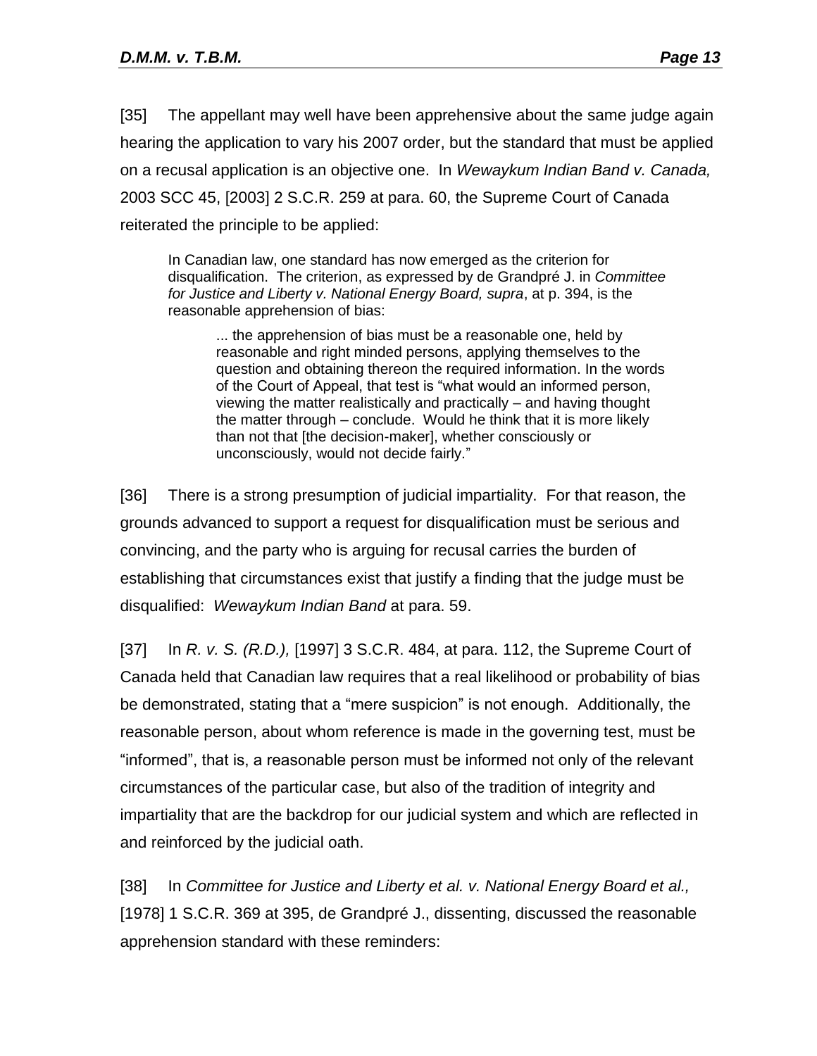[35] The appellant may well have been apprehensive about the same judge again hearing the application to vary his 2007 order, but the standard that must be applied on a recusal application is an objective one. In *Wewaykum Indian Band v. Canada,* 2003 SCC 45, [2003] 2 S.C.R. 259 at para. 60, the Supreme Court of Canada reiterated the principle to be applied:

> In Canadian law, one standard has now emerged as the criterion for disqualification. The criterion, as expressed by de Grandpré J. in *Committee for Justice and Liberty v. National Energy Board, supra*, at p. 394, is the reasonable apprehension of bias:
>
> > ... the apprehension of bias must be a reasonable one, held by reasonable and right minded persons, applying themselves to the question and obtaining thereon the required information. In the words of the Court of Appeal, that test is "what would an informed person, viewing the matter realistically and practically – and having thought the matter through – conclude. Would he think that it is more likely than not that [the decision-maker], whether consciously or unconsciously, would not decide fairly."

[36] There is a strong presumption of judicial impartiality. For that reason, the grounds advanced to support a request for disqualification must be serious and convincing, and the party who is arguing for recusal carries the burden of establishing that circumstances exist that justify a finding that the judge must be disqualified: *Wewaykum Indian Band* at para. 59.

[37] In *R. v. S. (R.D.),* [1997] 3 S.C.R. 484, at para. 112, the Supreme Court of Canada held that Canadian law requires that a real likelihood or probability of bias be demonstrated, stating that a "mere suspicion" is not enough. Additionally, the reasonable person, about whom reference is made in the governing test, must be "informed", that is, a reasonable person must be informed not only of the relevant circumstances of the particular case, but also of the tradition of integrity and impartiality that are the backdrop for our judicial system and which are reflected in and reinforced by the judicial oath.

[38] In *Committee for Justice and Liberty et al. v. National Energy Board et al.,* [1978] 1 S.C.R. 369 at 395, de Grandpré J., dissenting, discussed the reasonable apprehension standard with these reminders: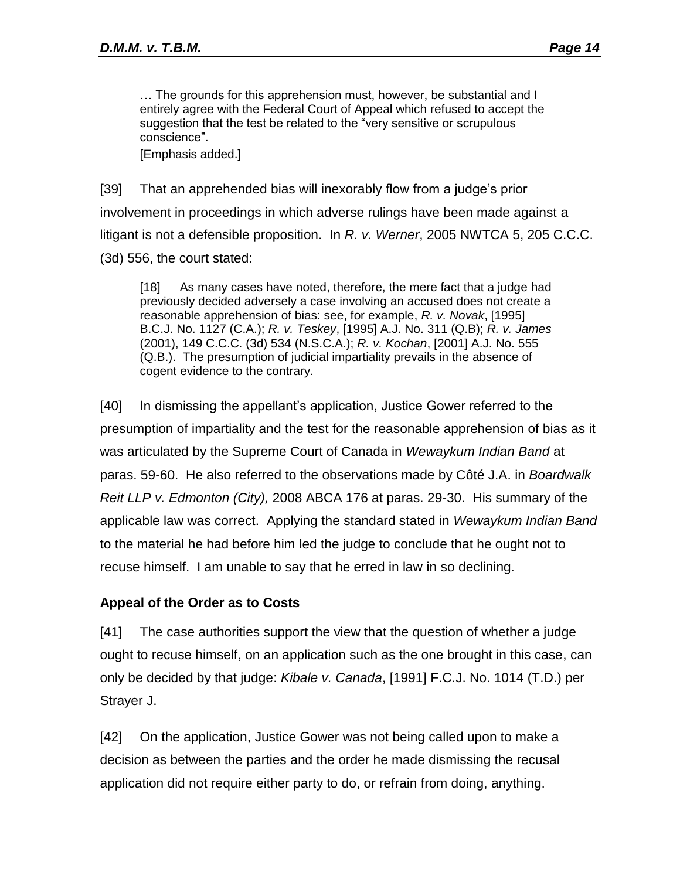> … The grounds for this apprehension must, however, be <u>substantial</u> and I entirely agree with the Federal Court of Appeal which refused to accept the suggestion that the test be related to the "very sensitive or scrupulous conscience".
>
> [Emphasis added.]

[39] That an apprehended bias will inexorably flow from a judge's prior involvement in proceedings in which adverse rulings have been made against a litigant is not a defensible proposition. In *R. v. Werner*, 2005 NWTCA 5, 205 C.C.C. (3d) 556, the court stated:

> [18] As many cases have noted, therefore, the mere fact that a judge had previously decided adversely a case involving an accused does not create a reasonable apprehension of bias: see, for example, *R. v. Novak*, [1995] B.C.J. No. 1127 (C.A.); *R. v. Teskey*, [1995] A.J. No. 311 (Q.B); *R. v. James* (2001), 149 C.C.C. (3d) 534 (N.S.C.A.); *R. v. Kochan*, [2001] A.J. No. 555 (Q.B.). The presumption of judicial impartiality prevails in the absence of cogent evidence to the contrary.

[40] In dismissing the appellant's application, Justice Gower referred to the presumption of impartiality and the test for the reasonable apprehension of bias as it was articulated by the Supreme Court of Canada in *Wewaykum Indian Band* at paras. 59-60. He also referred to the observations made by Côté J.A. in *Boardwalk Reit LLP v. Edmonton (City),* 2008 ABCA 176 at paras. 29-30. His summary of the applicable law was correct. Applying the standard stated in *Wewaykum Indian Band* to the material he had before him led the judge to conclude that he ought not to recuse himself. I am unable to say that he erred in law in so declining.

### Appeal of the Order as to Costs

[41] The case authorities support the view that the question of whether a judge ought to recuse himself, on an application such as the one brought in this case, can only be decided by that judge: *Kibale v. Canada*, [1991] F.C.J. No. 1014 (T.D.) per Strayer J.

[42] On the application, Justice Gower was not being called upon to make a decision as between the parties and the order he made dismissing the recusal application did not require either party to do, or refrain from doing, anything.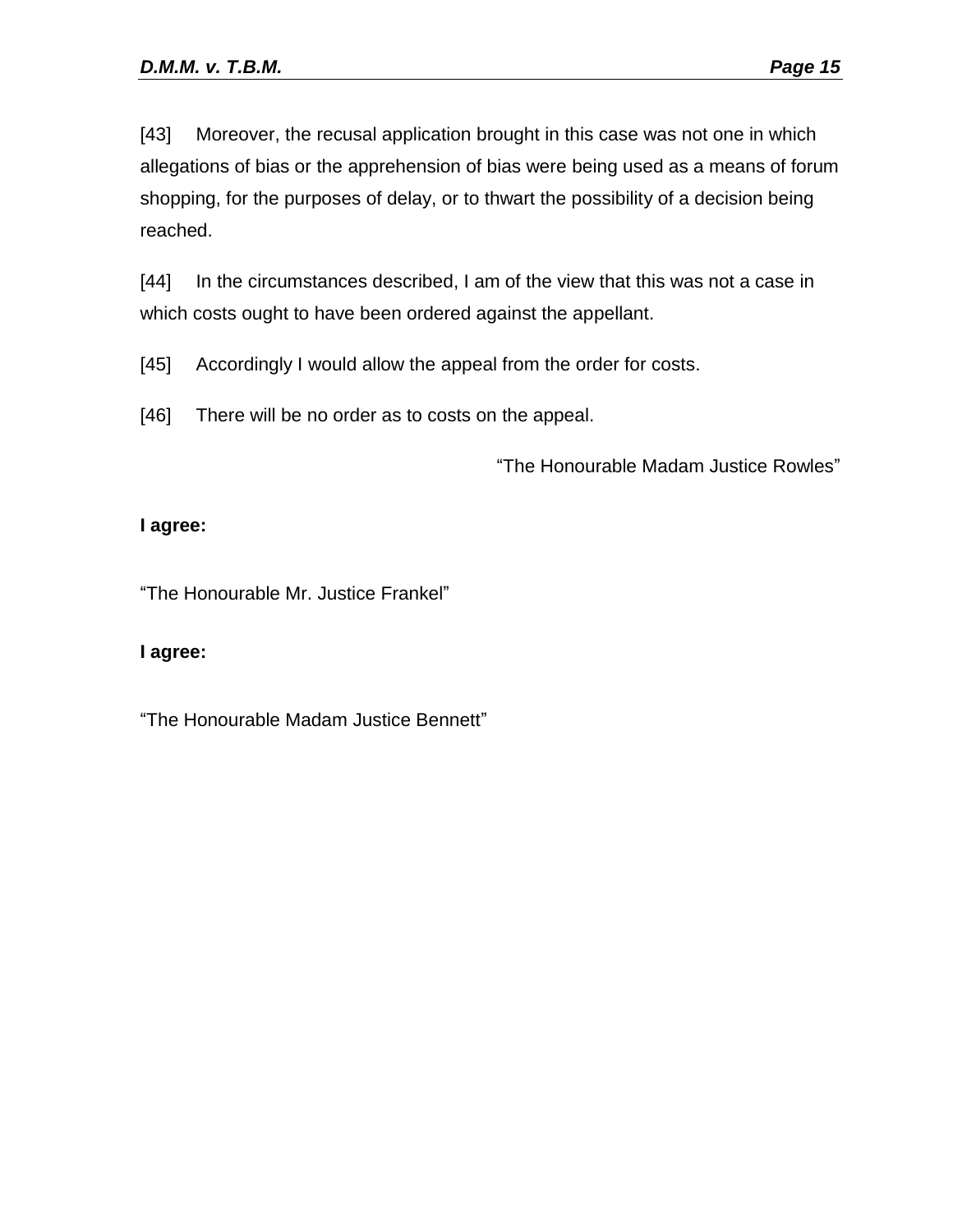[43] Moreover, the recusal application brought in this case was not one in which allegations of bias or the apprehension of bias were being used as a means of forum shopping, for the purposes of delay, or to thwart the possibility of a decision being reached.

[44] In the circumstances described, I am of the view that this was not a case in which costs ought to have been ordered against the appellant.

[45] Accordingly I would allow the appeal from the order for costs.

[46] There will be no order as to costs on the appeal.

"The Honourable Madam Justice Rowles"

**I agree:**

"The Honourable Mr. Justice Frankel"

**I agree:**

"The Honourable Madam Justice Bennett"